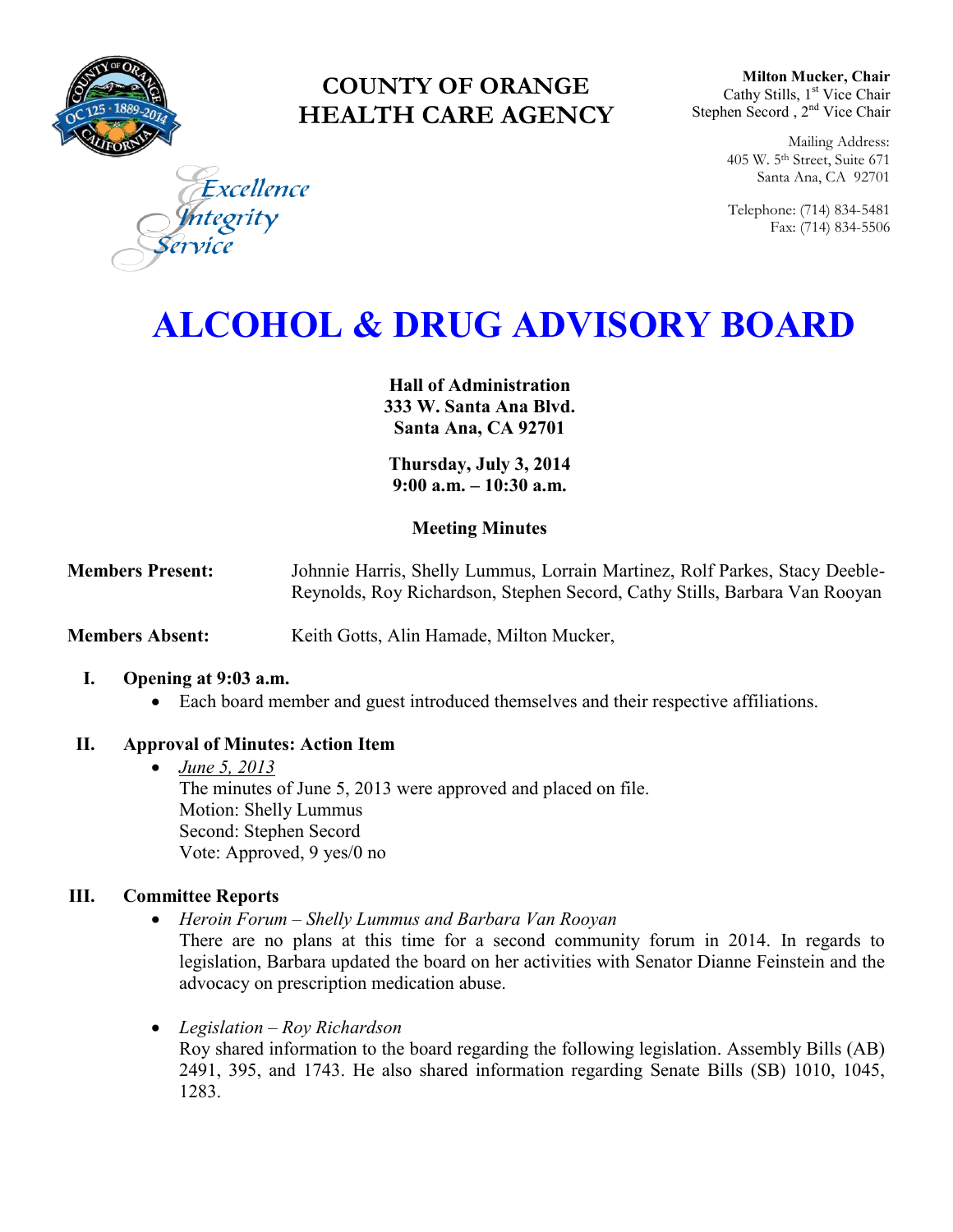**COUNTY OF ORANGE**
**HEALTH CARE AGENCY**

*Excellence*
*Integrity*
*Service*

**Milton Mucker, Chair**
Cathy Stills, 1st Vice Chair
Stephen Secord , 2nd Vice Chair

Mailing Address:
405 W. 5th Street, Suite 671
Santa Ana, CA 92701

Telephone: (714) 834-5481
Fax: (714) 834-5506

# ALCOHOL & DRUG ADVISORY BOARD

**Hall of Administration**
**333 W. Santa Ana Blvd.**
**Santa Ana, CA 92701**

**Thursday, July 3, 2014**
**9:00 a.m. – 10:30 a.m.**

**Meeting Minutes**

**Members Present:** Johnnie Harris, Shelly Lummus, Lorrain Martinez, Rolf Parkes, Stacy Deeble-Reynolds, Roy Richardson, Stephen Secord, Cathy Stills, Barbara Van Rooyan

**Members Absent:** Keith Gotts, Alin Hamade, Milton Mucker,

## I. Opening at 9:03 a.m.

- Each board member and guest introduced themselves and their respective affiliations.

## II. Approval of Minutes: Action Item

- *June 5, 2013*
  The minutes of June 5, 2013 were approved and placed on file.
  Motion: Shelly Lummus
  Second: Stephen Secord
  Vote: Approved, 9 yes/0 no

## III. Committee Reports

- *Heroin Forum – Shelly Lummus and Barbara Van Rooyan*
  There are no plans at this time for a second community forum in 2014. In regards to legislation, Barbara updated the board on her activities with Senator Dianne Feinstein and the advocacy on prescription medication abuse.

- *Legislation – Roy Richardson*
  Roy shared information to the board regarding the following legislation. Assembly Bills (AB) 2491, 395, and 1743. He also shared information regarding Senate Bills (SB) 1010, 1045, 1283.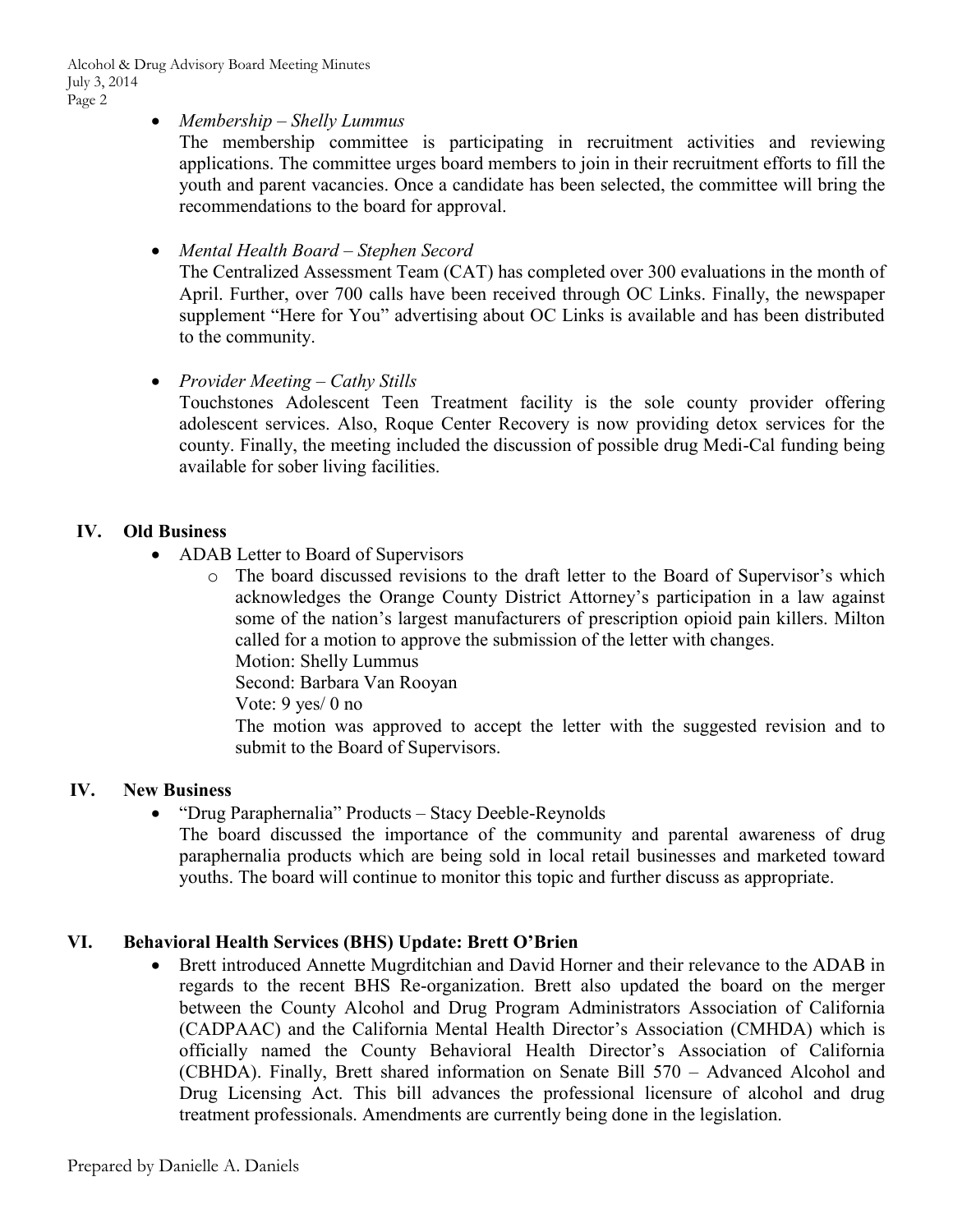- *Membership – Shelly Lummus*

  The membership committee is participating in recruitment activities and reviewing applications. The committee urges board members to join in their recruitment efforts to fill the youth and parent vacancies. Once a candidate has been selected, the committee will bring the recommendations to the board for approval.

- *Mental Health Board – Stephen Secord*

  The Centralized Assessment Team (CAT) has completed over 300 evaluations in the month of April. Further, over 700 calls have been received through OC Links. Finally, the newspaper supplement "Here for You" advertising about OC Links is available and has been distributed to the community.

- *Provider Meeting – Cathy Stills*

  Touchstones Adolescent Teen Treatment facility is the sole county provider offering adolescent services. Also, Roque Center Recovery is now providing detox services for the county. Finally, the meeting included the discussion of possible drug Medi-Cal funding being available for sober living facilities.

## IV. Old Business

- ADAB Letter to Board of Supervisors
  - The board discussed revisions to the draft letter to the Board of Supervisor's which acknowledges the Orange County District Attorney's participation in a law against some of the nation's largest manufacturers of prescription opioid pain killers. Milton called for a motion to approve the submission of the letter with changes.

    Motion: Shelly Lummus

    Second: Barbara Van Rooyan

    Vote: 9 yes/ 0 no

    The motion was approved to accept the letter with the suggested revision and to submit to the Board of Supervisors.

## IV. New Business

- "Drug Paraphernalia" Products – Stacy Deeble-Reynolds

  The board discussed the importance of the community and parental awareness of drug paraphernalia products which are being sold in local retail businesses and marketed toward youths. The board will continue to monitor this topic and further discuss as appropriate.

## VI. Behavioral Health Services (BHS) Update: Brett O'Brien

- Brett introduced Annette Mugrditchian and David Horner and their relevance to the ADAB in regards to the recent BHS Re-organization. Brett also updated the board on the merger between the County Alcohol and Drug Program Administrators Association of California (CADPAAC) and the California Mental Health Director's Association (CMHDA) which is officially named the County Behavioral Health Director's Association of California (CBHDA). Finally, Brett shared information on Senate Bill 570 – Advanced Alcohol and Drug Licensing Act. This bill advances the professional licensure of alcohol and drug treatment professionals. Amendments are currently being done in the legislation.

Prepared by Danielle A. Daniels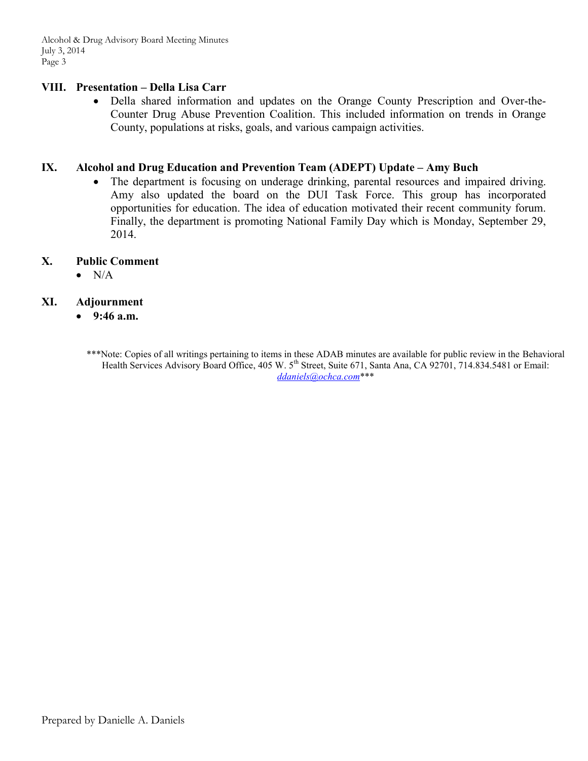## VIII. Presentation – Della Lisa Carr

- Della shared information and updates on the Orange County Prescription and Over-the-Counter Drug Abuse Prevention Coalition. This included information on trends in Orange County, populations at risks, goals, and various campaign activities.

## IX. Alcohol and Drug Education and Prevention Team (ADEPT) Update – Amy Buch

- The department is focusing on underage drinking, parental resources and impaired driving. Amy also updated the board on the DUI Task Force. This group has incorporated opportunities for education. The idea of education motivated their recent community forum. Finally, the department is promoting National Family Day which is Monday, September 29, 2014.

## X. Public Comment

- N/A

## XI. Adjournment

- **9:46 a.m.**

***Note: Copies of all writings pertaining to items in these ADAB minutes are available for public review in the Behavioral Health Services Advisory Board Office, 405 W. 5th Street, Suite 671, Santa Ana, CA 92701, 714.834.5481 or Email: *ddaniels@ochca.com****

Prepared by Danielle A. Daniels